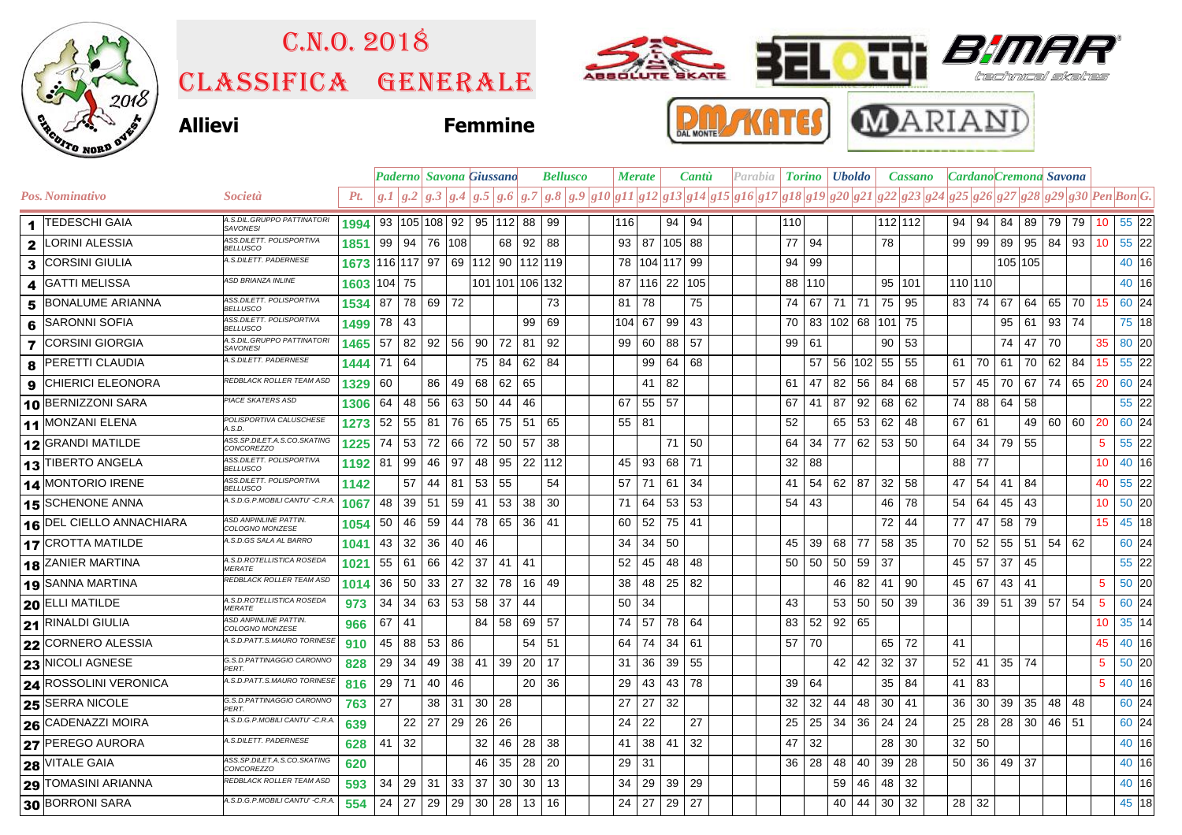# C.N.O. 2018

# Classifica Generale

**Allievi** **Femmine**

| Pos. | Nominativo | Società | Pt. | g.1 | g.2 | g.3 | g.4 | g.5 | g.6 | g.7 | g.8 | g.9 | g10 | g11 | g12 | g13 | g14 | g15 | g16 | g17 | g18 | g19 | g20 | g21 | g22 | g23 | g24 | g25 | g26 | g27 | g28 | g29 | g30 | Pen | Bon | G. |
|---|---|---|---|---|---|---|---|---|---|---|---|---|---|---|---|---|---|---|---|---|---|---|---|---|---|---|---|---|---|---|---|---|---|---|---|---|
| | | | | *Paderno* | | *Savona* | | *Giussano* | | | *Bellusco* | | | *Merate* | | *Cantù* | | *Parabia* | | | *Torino* | | *Uboldo* | | *Cassano* | | | *Cardano* | | *Cremona* | | *Savona* | | | | |
| 1 | TEDESCHI GAIA | A.S.DIL.GRUPPO PATTINATORI SAVONESI | 1994 | 93 | 105 | 108 | 92 | 95 | 112 | 88 | 99 | | | 116 | | 94 | 94 | | | | 110 | | | | 112 | 112 | | 94 | 94 | 84 | 89 | 79 | 79 | 10 | 55 | 22 |
| 2 | LORINI ALESSIA | ASS.DILETT. POLISPORTIVA BELLUSCO | 1851 | 99 | 94 | 76 | 108 | | 68 | 92 | 88 | | | 93 | 87 | 105 | 88 | | | | 77 | 94 | | | 78 | | | 99 | 99 | 89 | 95 | 84 | 93 | 10 | 55 | 22 |
| 3 | CORSINI GIULIA | A.S.DILETT. PADERNESE | 1673 | 116 | 117 | 97 | 69 | 112 | 90 | 112 | 119 | | | 78 | 104 | 117 | 99 | | | | 94 | 99 | | | | | | | | 105 | 105 | | | | 40 | 16 |
| 4 | GATTI MELISSA | ASD BRIANZA INLINE | 1603 | 104 | 75 | | | 101 | 101 | 106 | 132 | | | 87 | 116 | 22 | 105 | | | | 88 | 110 | | | 95 | 101 | | 110 | 110 | | | | | | 40 | 16 |
| 5 | BONALUME ARIANNA | ASS.DILETT. POLISPORTIVA BELLUSCO | 1534 | 87 | 78 | 69 | 72 | | | | 73 | | | 81 | 78 | | 75 | | | | 74 | 67 | 71 | 71 | 75 | 95 | | 83 | 74 | 67 | 64 | 65 | 70 | 15 | 60 | 24 |
| 6 | SARONNI SOFIA | ASS.DILETT. POLISPORTIVA BELLUSCO | 1499 | 78 | 43 | | | | | 99 | 69 | | | 104 | 67 | 99 | 43 | | | | 70 | 83 | 102 | 68 | 101 | 75 | | | | 95 | 61 | 93 | 74 | | 75 | 18 |
| 7 | CORSINI GIORGIA | A.S.DIL.GRUPPO PATTINATORI SAVONESI | 1465 | 57 | 82 | 92 | 56 | 90 | 72 | 81 | 92 | | | 99 | 60 | 88 | 57 | | | | 99 | 61 | | | 90 | 53 | | | | 74 | 47 | 70 | | 35 | 80 | 20 |
| 8 | PERETTI CLAUDIA | A.S.DILETT. PADERNESE | 1444 | 71 | 64 | | | 75 | 84 | 62 | 84 | | | | 99 | 64 | 68 | | | | | 57 | 56 | 102 | 55 | 55 | | 61 | 70 | 61 | 70 | 62 | 84 | 15 | 55 | 22 |
| 9 | CHIERICI ELEONORA | REDBLACK ROLLER TEAM ASD | 1329 | 60 | | 86 | 49 | 68 | 62 | 65 | | | | | 41 | 82 | | | | | 61 | 47 | 82 | 56 | 84 | 68 | | 57 | 45 | 70 | 67 | 74 | 65 | 20 | 60 | 24 |
| 10 | BERNIZZONI SARA | PIACE SKATERS ASD | 1306 | 64 | 48 | 56 | 63 | 50 | 44 | 46 | | | | 67 | 55 | 57 | | | | | 67 | 41 | 87 | 92 | 68 | 62 | | 74 | 88 | 64 | 58 | | | | 55 | 22 |
| 11 | MONZANI ELENA | POLISPORTIVA CALUSCHESE A.S.D. | 1273 | 52 | 55 | 81 | 76 | 65 | 75 | 51 | 65 | | | 55 | 81 | | | | | | 52 | | 65 | 53 | 62 | 48 | | 67 | 61 | | 49 | 60 | 60 | 20 | 60 | 24 |
| 12 | GRANDI MATILDE | ASS.SP.DILET.A.S.CO.SKATING CONCOREZZO | 1225 | 74 | 53 | 72 | 66 | 72 | 50 | 57 | 38 | | | | | 71 | 50 | | | | 64 | 34 | 77 | 62 | 53 | 50 | | 64 | 34 | 79 | 55 | | | 5 | 55 | 22 |
| 13 | TIBERTO ANGELA | ASS.DILETT. POLISPORTIVA BELLUSCO | 1192 | 81 | 99 | 46 | 97 | 48 | 95 | 22 | 112 | | | 45 | 93 | 68 | 71 | | | | 32 | 88 | | | | | | 88 | 77 | | | | | 10 | 40 | 16 |
| 14 | MONTORIO IRENE | ASS.DILETT. POLISPORTIVA BELLUSCO | 1142 | | 57 | 44 | 81 | 53 | 55 | | 54 | | | 57 | 71 | 61 | 34 | | | | 41 | 54 | 62 | 87 | 32 | 58 | | 47 | 54 | 41 | 84 | | | 40 | 55 | 22 |
| 15 | SCHENONE ANNA | A.S.D.G.P.MOBILI CANTU' -C.R.A. | 1067 | 48 | 39 | 51 | 59 | 41 | 53 | 38 | 30 | | | 71 | 64 | 53 | 53 | | | | 54 | 43 | | | 46 | 78 | | 54 | 64 | 45 | 43 | | | 10 | 50 | 20 |
| 16 | DEL CIELLO ANNACHIARA | ASD ANPINLINE PATTIN. COLOGNO MONZESE | 1054 | 50 | 46 | 59 | 44 | 78 | 65 | 36 | 41 | | | 60 | 52 | 75 | 41 | | | | | | | | 72 | 44 | | 77 | 47 | 58 | 79 | | | 15 | 45 | 18 |
| 17 | CROTTA MATILDE | A.S.D.GS SALA AL BARRO | 1041 | 43 | 32 | 36 | 40 | 46 | | | | | | 34 | 34 | 50 | | | | | 45 | 39 | 68 | 77 | 58 | 35 | | 70 | 52 | 55 | 51 | 54 | 62 | | 60 | 24 |
| 18 | ZANIER MARTINA | A.S.D.ROTELLISTICA ROSEDA MERATE | 1021 | 55 | 61 | 66 | 42 | 37 | 41 | 41 | | | | 52 | 45 | 48 | 48 | | | | 50 | 50 | 50 | 59 | 37 | | | 45 | 57 | 37 | 45 | | | | 55 | 22 |
| 19 | SANNA MARTINA | REDBLACK ROLLER TEAM ASD | 1014 | 36 | 50 | 33 | 27 | 32 | 78 | 16 | 49 | | | 38 | 48 | 25 | 82 | | | | | | 46 | 82 | 41 | 90 | | 45 | 67 | 43 | 41 | | | 5 | 50 | 20 |
| 20 | ELLI MATILDE | A.S.D.ROTELLISTICA ROSEDA MERATE | 973 | 34 | 34 | 63 | 53 | 58 | 37 | 44 | | | | 50 | 34 | | | | | | 43 | | 53 | 50 | 50 | 39 | | 36 | 39 | 51 | 39 | 57 | 54 | 5 | 60 | 24 |
| 21 | RINALDI GIULIA | ASD ANPINLINE PATTIN. COLOGNO MONZESE | 966 | 67 | 41 | | | 84 | 58 | 69 | 57 | | | 74 | 57 | 78 | 64 | | | | 83 | 52 | 92 | 65 | | | | | | | | | | 10 | 35 | 14 |
| 22 | CORNERO ALESSIA | A.S.D.PATT.S.MAURO TORINESE | 910 | 45 | 88 | 53 | 86 | | | 54 | 51 | | | 64 | 74 | 34 | 61 | | | | 57 | 70 | | | 65 | 72 | | 41 | | | | | | 45 | 40 | 16 |
| 23 | NICOLI AGNESE | G.S.D.PATTINAGGIO CARONNO PERT. | 828 | 29 | 34 | 49 | 38 | 41 | 39 | 20 | 17 | | | 31 | 36 | 39 | 55 | | | | | | 42 | 42 | 32 | 37 | | 52 | 41 | 35 | 74 | | | 5 | 50 | 20 |
| 24 | ROSSOLINI VERONICA | A.S.D.PATT.S.MAURO TORINESE | 816 | 29 | 71 | 40 | 46 | | | 20 | 36 | | | 29 | 43 | 43 | 78 | | | | 39 | 64 | | | 35 | 84 | | 41 | 83 | | | | | 5 | 40 | 16 |
| 25 | SERRA NICOLE | G.S.D.PATTINAGGIO CARONNO PERT. | 763 | 27 | | 38 | 31 | 30 | 28 | | | | | 27 | 27 | 32 | | | | | 32 | 32 | 44 | 48 | 30 | 41 | | 36 | 30 | 39 | 35 | 48 | 48 | | 60 | 24 |
| 26 | CADENAZZI MOIRA | A.S.D.G.P.MOBILI CANTU' -C.R.A. | 639 | | 22 | 27 | 29 | 26 | 26 | | | | | 24 | 22 | | 27 | | | | 25 | 25 | 34 | 36 | 24 | 24 | | 25 | 28 | 28 | 30 | 46 | 51 | | 60 | 24 |
| 27 | PEREGO AURORA | A.S.DILETT. PADERNESE | 628 | 41 | 32 | | | 32 | 46 | 28 | 38 | | | 41 | 38 | 41 | 32 | | | | 47 | 32 | | | 28 | 30 | | 32 | 50 | | | | | | 40 | 16 |
| 28 | VITALE GAIA | ASS.SP.DILET.A.S.CO.SKATING CONCOREZZO | 620 | | | | | 46 | 35 | 28 | 20 | | | 29 | 31 | | | | | | 36 | 28 | 48 | 40 | 39 | 28 | | 50 | 36 | 49 | 37 | | | | 40 | 16 |
| 29 | TOMASINI ARIANNA | REDBLACK ROLLER TEAM ASD | 593 | 34 | 29 | 31 | 33 | 37 | 30 | 30 | 13 | | | 34 | 29 | 39 | 29 | | | | | | 59 | 46 | 48 | 32 | | | | | | | | | 40 | 16 |
| 30 | BORRONI SARA | A.S.D.G.P.MOBILI CANTU' -C.R.A. | 554 | 24 | 27 | 29 | 29 | 30 | 28 | 13 | 16 | | | 24 | 27 | 29 | 27 | | | | | | 40 | 44 | 30 | 32 | | 28 | 32 | | | | | | 45 | 18 |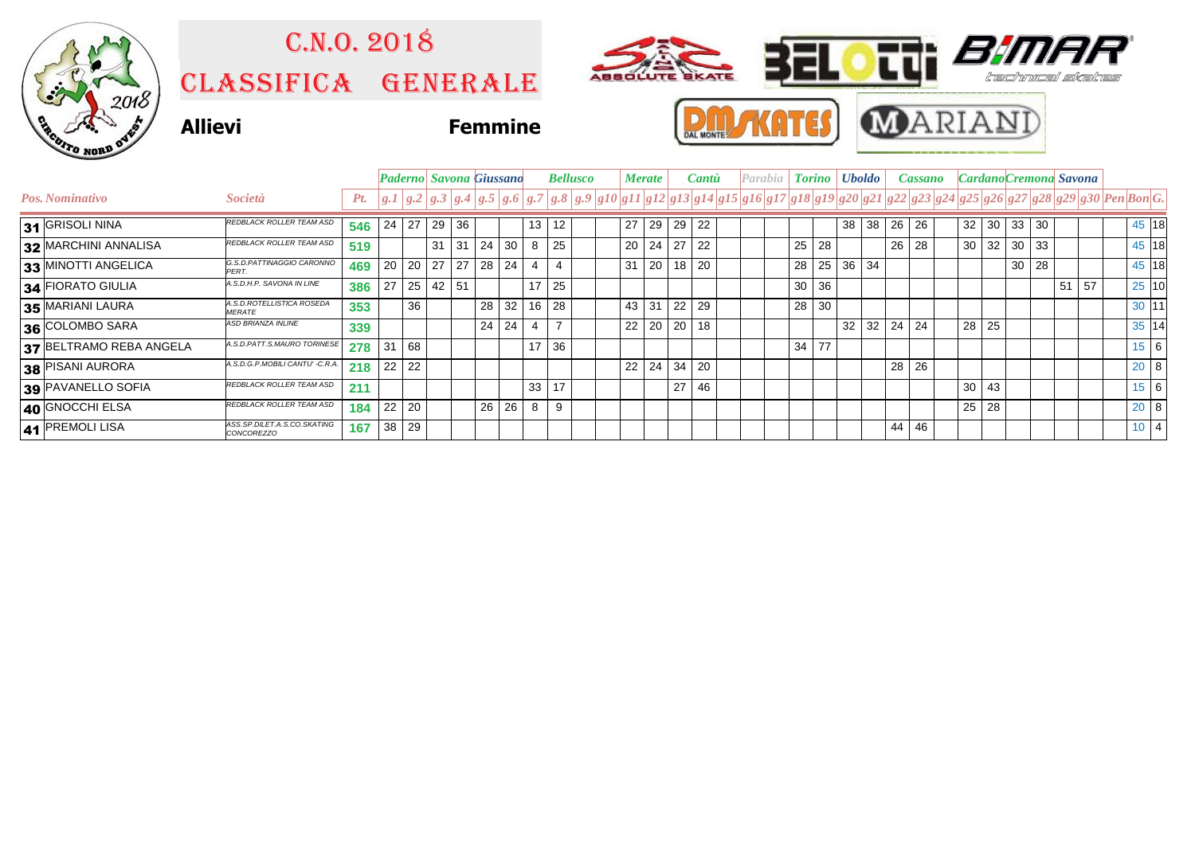# C.N.O. 2018

# Classifica Generale

**Allievi** **Femmine**

| | | | | Paderno | | Savona | | Giussano | | Bellusco | | | | Merate | | Cantù | | | Parabia | | Torino | | Uboldo | | Cassano | | | Cardano | | Cremona | | Savona | | | | |
|---|---|---|---|---|---|---|---|---|---|---|---|---|---|---|---|---|---|---|---|---|---|---|---|---|---|---|---|---|---|---|---|---|---|---|---|---|
| Pos. | Nominativo | Società | Pt. | g.1 | g.2 | g.3 | g.4 | g.5 | g.6 | g.7 | g.8 | g.9 | g10 | g11 | g12 | g13 | g14 | g15 | g16 | g17 | g18 | g19 | g20 | g21 | g22 | g23 | g24 | g25 | g26 | g27 | g28 | g29 | g30 | Pen | Bon | G. |
| 31 | GRISOLI NINA | REDBLACK ROLLER TEAM ASD | 546 | 24 | 27 | 29 | 36 | | | 13 | 12 | | | 27 | 29 | 29 | 22 | | | | | | 38 | 38 | 26 | 26 | | 32 | 30 | 33 | 30 | | | | 45 | 18 |
| 32 | MARCHINI ANNALISA | REDBLACK ROLLER TEAM ASD | 519 | | | 31 | 31 | 24 | 30 | 8 | 25 | | | 20 | 24 | 27 | 22 | | | | 25 | 28 | | | 26 | 28 | | 30 | 32 | 30 | 33 | | | | 45 | 18 |
| 33 | MINOTTI ANGELICA | G.S.D.PATTINAGGIO CARONNO PERT. | 469 | 20 | 20 | 27 | 27 | 28 | 24 | 4 | 4 | | | 31 | 20 | 18 | 20 | | | | 28 | 25 | 36 | 34 | | | | | | 30 | 28 | | | | 45 | 18 |
| 34 | FIORATO GIULIA | A.S.D.H.P. SAVONA IN LINE | 386 | 27 | 25 | 42 | 51 | | | 17 | 25 | | | | | | | | | | 30 | 36 | | | | | | | | | | 51 | 57 | | 25 | 10 |
| 35 | MARIANI LAURA | A.S.D.ROTELLISTICA ROSEDA MERATE | 353 | | 36 | | | 28 | 32 | 16 | 28 | | | 43 | 31 | 22 | 29 | | | | 28 | 30 | | | | | | | | | | | | | 30 | 11 |
| 36 | COLOMBO SARA | ASD BRIANZA INLINE | 339 | | | | | 24 | 24 | 4 | 7 | | | 22 | 20 | 20 | 18 | | | | | | 32 | 32 | 24 | 24 | | 28 | 25 | | | | | | 35 | 14 |
| 37 | BELTRAMO REBA ANGELA | A.S.D.PATT.S.MAURO TORINESE | 278 | 31 | 68 | | | | | 17 | 36 | | | | | | | | | | 34 | 77 | | | | | | | | | | | | | 15 | 6 |
| 38 | PISANI AURORA | A.S.D.G.P.MOBILI CANTU' -C.R.A. | 218 | 22 | 22 | | | | | | | | | 22 | 24 | 34 | 20 | | | | | | | | 28 | 26 | | | | | | | | | 20 | 8 |
| 39 | PAVANELLO SOFIA | REDBLACK ROLLER TEAM ASD | 211 | | | | | | | 33 | 17 | | | | | 27 | 46 | | | | | | | | | | | 30 | 43 | | | | | | 15 | 6 |
| 40 | GNOCCHI ELSA | REDBLACK ROLLER TEAM ASD | 184 | 22 | 20 | | | 26 | 26 | 8 | 9 | | | | | | | | | | | | | | | | | 25 | 28 | | | | | | 20 | 8 |
| 41 | PREMOLI LISA | ASS.SP.DILET.A.S.CO.SKATING CONCOREZZO | 167 | 38 | 29 | | | | | | | | | | | | | | | | | | | | 44 | 46 | | | | | | | | | 10 | 4 |